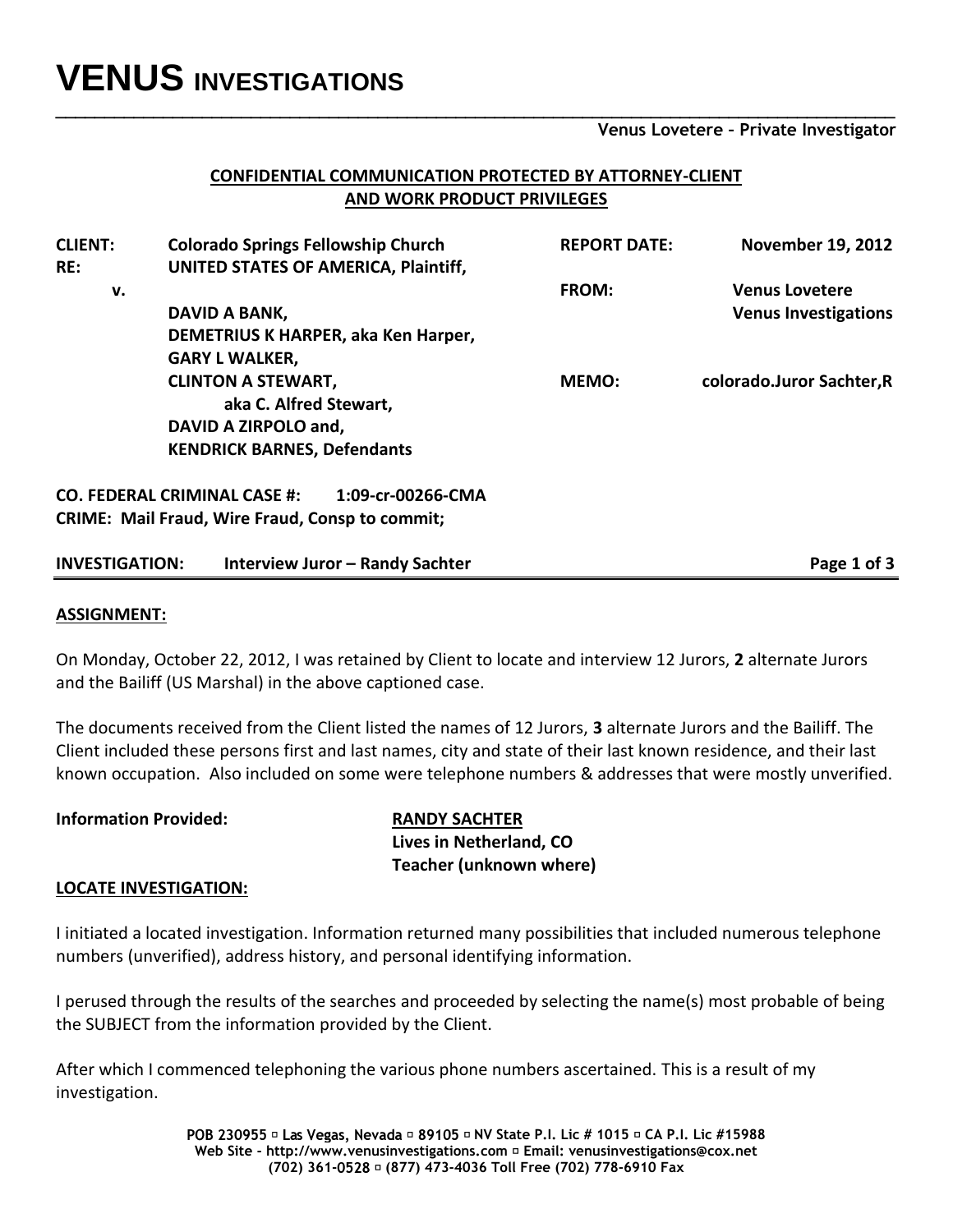# VENUS INVESTIGATIONS

**Venus Lovetere – Private Investigator**

**CONFIDENTIAL COMMUNICATION PROTECTED BY ATTORNEY-CLIENT AND WORK PRODUCT PRIVILEGES**

| | | | |
|---|---|---|---|
| **CLIENT:** | **Colorado Springs Fellowship Church** | **REPORT DATE:** | **November 19, 2012** |
| **RE:** | **UNITED STATES OF AMERICA, Plaintiff,** | | |
| **v.** | | **FROM:** | **Venus Lovetere** |
| | **DAVID A BANK,** | | **Venus Investigations** |
| | **DEMETRIUS K HARPER, aka Ken Harper,** | | |
| | **GARY L WALKER,** | | |
| | **CLINTON A STEWART, aka C. Alfred Stewart,** | **MEMO:** | **colorado.Juror Sachter,R** |
| | **DAVID A ZIRPOLO and,** | | |
| | **KENDRICK BARNES, Defendants** | | |

**CO. FEDERAL CRIMINAL CASE #: 1:09-cr-00266-CMA**
**CRIME: Mail Fraud, Wire Fraud, Consp to commit;**

**INVESTIGATION: Interview Juror – Randy Sachter**

## ASSIGNMENT:

On Monday, October 22, 2012, I was retained by Client to locate and interview 12 Jurors, **2** alternate Jurors and the Bailiff (US Marshal) in the above captioned case.

The documents received from the Client listed the names of 12 Jurors, **3** alternate Jurors and the Bailiff. The Client included these persons first and last names, city and state of their last known residence, and their last known occupation. Also included on some were telephone numbers & addresses that were mostly unverified.

**Information Provided:**

**RANDY SACHTER**
**Lives in Netherland, CO**
**Teacher (unknown where)**

## LOCATE INVESTIGATION:

I initiated a located investigation. Information returned many possibilities that included numerous telephone numbers (unverified), address history, and personal identifying information.

I perused through the results of the searches and proceeded by selecting the name(s) most probable of being the SUBJECT from the information provided by the Client.

After which I commenced telephoning the various phone numbers ascertained. This is a result of my investigation.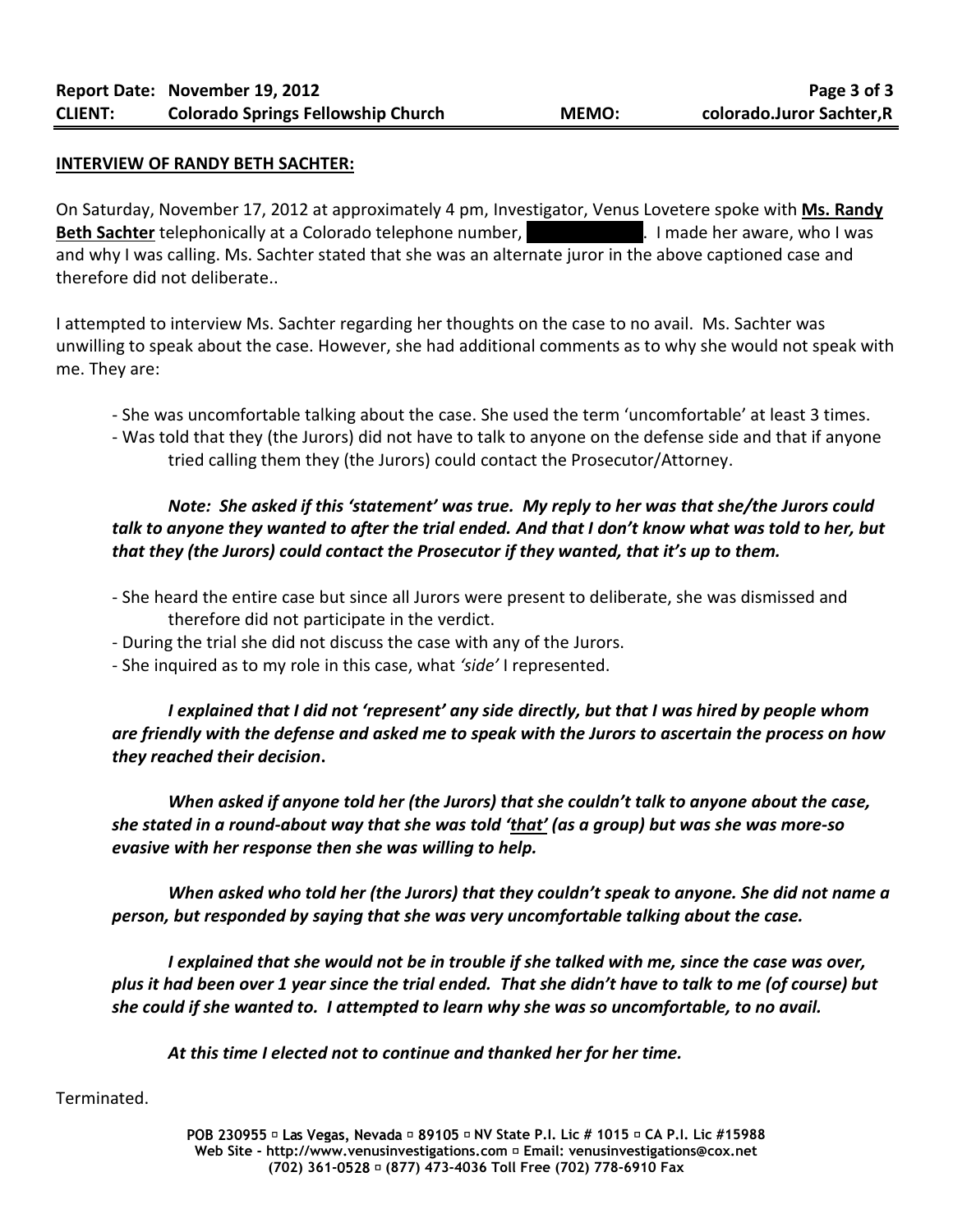**INTERVIEW OF RANDY BETH SACHTER:**

On Saturday, November 17, 2012 at approximately 4 pm, Investigator, Venus Lovetere spoke with **Ms. Randy Beth Sachter** telephonically at a Colorado telephone number, ██████████. I made her aware, who I was and why I was calling. Ms. Sachter stated that she was an alternate juror in the above captioned case and therefore did not deliberate..

I attempted to interview Ms. Sachter regarding her thoughts on the case to no avail. Ms. Sachter was unwilling to speak about the case. However, she had additional comments as to why she would not speak with me. They are:

- She was uncomfortable talking about the case. She used the term 'uncomfortable' at least 3 times.
- Was told that they (the Jurors) did not have to talk to anyone on the defense side and that if anyone tried calling them they (the Jurors) could contact the Prosecutor/Attorney.

***Note: She asked if this 'statement' was true. My reply to her was that she/the Jurors could talk to anyone they wanted to after the trial ended. And that I don't know what was told to her, but that they (the Jurors) could contact the Prosecutor if they wanted, that it's up to them.***

- She heard the entire case but since all Jurors were present to deliberate, she was dismissed and therefore did not participate in the verdict.
- During the trial she did not discuss the case with any of the Jurors.
- She inquired as to my role in this case, what *'side'* I represented.

***I explained that I did not 'represent' any side directly, but that I was hired by people whom are friendly with the defense and asked me to speak with the Jurors to ascertain the process on how they reached their decision.***

***When asked if anyone told her (the Jurors) that she couldn't talk to anyone about the case, she stated in a round-about way that she was told 'that' (as a group) but was she was more-so evasive with her response then she was willing to help.***

***When asked who told her (the Jurors) that they couldn't speak to anyone. She did not name a person, but responded by saying that she was very uncomfortable talking about the case.***

***I explained that she would not be in trouble if she talked with me, since the case was over, plus it had been over 1 year since the trial ended. That she didn't have to talk to me (of course) but she could if she wanted to. I attempted to learn why she was so uncomfortable, to no avail.***

***At this time I elected not to continue and thanked her for her time.***

Terminated.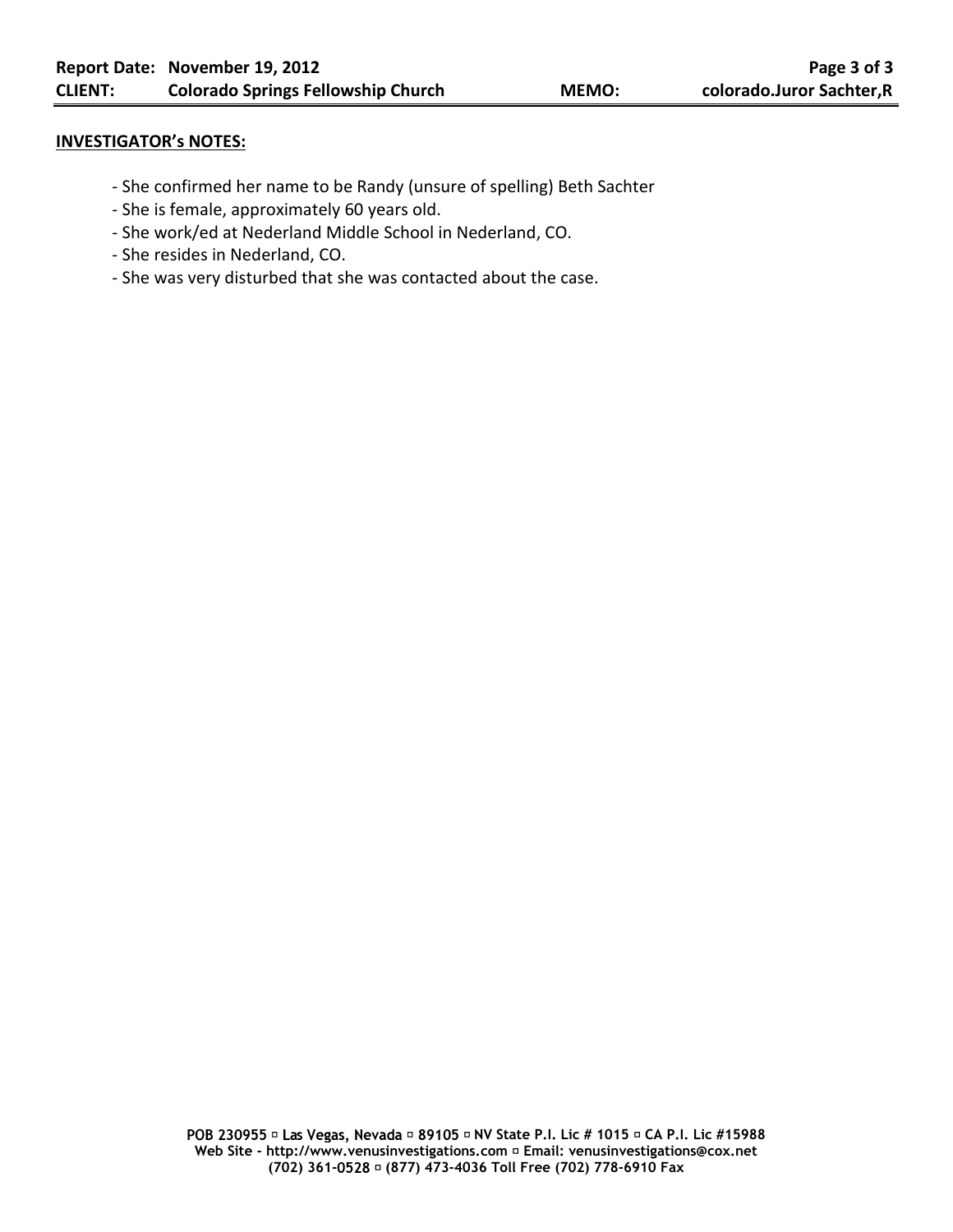**INVESTIGATOR's NOTES:**

- She confirmed her name to be Randy (unsure of spelling) Beth Sachter
- She is female, approximately 60 years old.
- She work/ed at Nederland Middle School in Nederland, CO.
- She resides in Nederland, CO.
- She was very disturbed that she was contacted about the case.